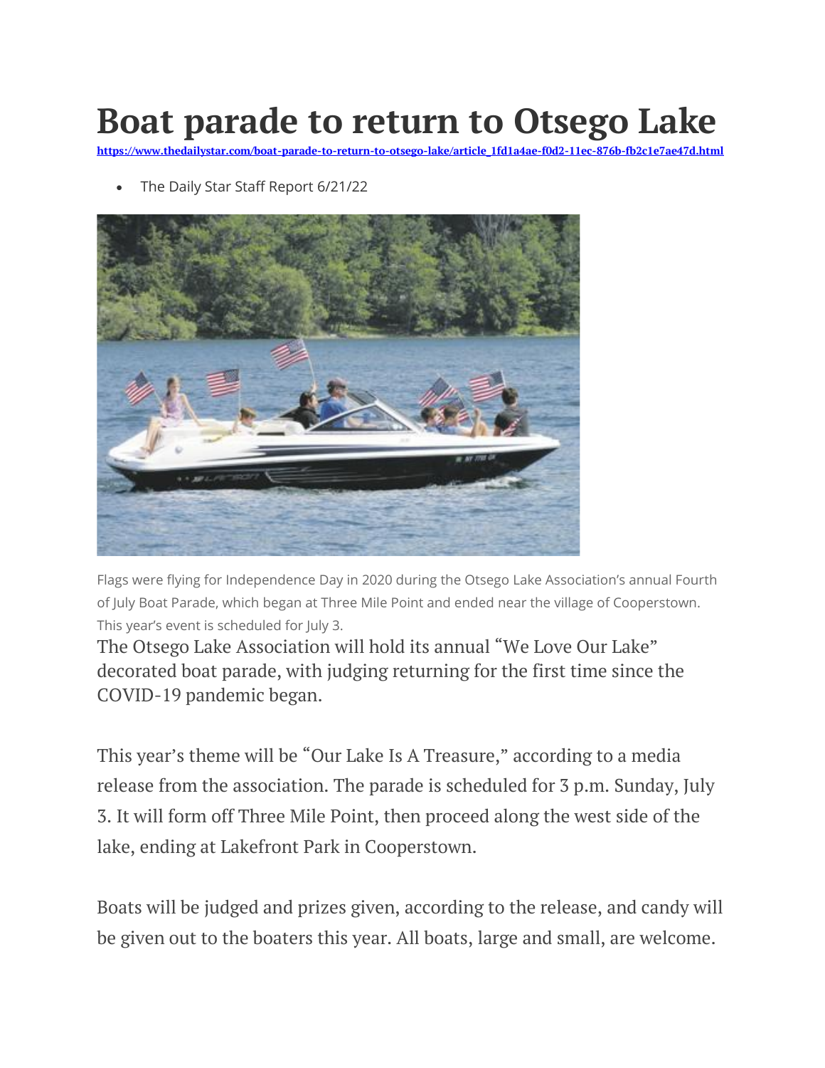# Boat parade to return to Otsego Lake

https://www.thedailystar.com/boat-parade-to-return-to-otsego-lake/article_1fd1a4ae-f0d2-11ec-876b-fb2c1e7ae47d.html

- The Daily Star Staff Report 6/21/22

Flags were flying for Independence Day in 2020 during the Otsego Lake Association's annual Fourth of July Boat Parade, which began at Three Mile Point and ended near the village of Cooperstown. This year's event is scheduled for July 3.

The Otsego Lake Association will hold its annual "We Love Our Lake" decorated boat parade, with judging returning for the first time since the COVID-19 pandemic began.

This year's theme will be "Our Lake Is A Treasure," according to a media release from the association. The parade is scheduled for 3 p.m. Sunday, July 3. It will form off Three Mile Point, then proceed along the west side of the lake, ending at Lakefront Park in Cooperstown.

Boats will be judged and prizes given, according to the release, and candy will be given out to the boaters this year. All boats, large and small, are welcome.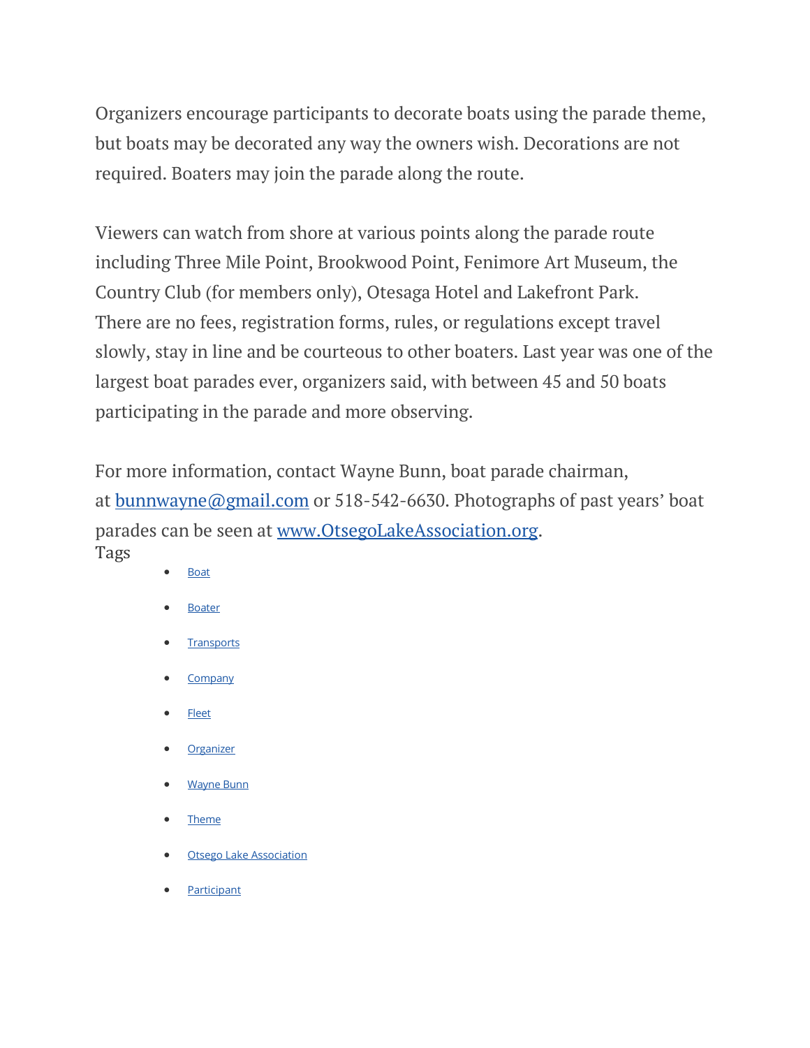Organizers encourage participants to decorate boats using the parade theme, but boats may be decorated any way the owners wish. Decorations are not required. Boaters may join the parade along the route.

Viewers can watch from shore at various points along the parade route including Three Mile Point, Brookwood Point, Fenimore Art Museum, the Country Club (for members only), Otesaga Hotel and Lakefront Park.
There are no fees, registration forms, rules, or regulations except travel slowly, stay in line and be courteous to other boaters. Last year was one of the largest boat parades ever, organizers said, with between 45 and 50 boats participating in the parade and more observing.

For more information, contact Wayne Bunn, boat parade chairman, at [bunnwayne@gmail.com](mailto:bunnwayne@gmail.com) or 518-542-6630. Photographs of past years' boat parades can be seen at [www.OtsegoLakeAssociation.org](http://www.OtsegoLakeAssociation.org).
Tags

- Boat
- Boater
- Transports
- Company
- Fleet
- Organizer
- Wayne Bunn
- Theme
- Otsego Lake Association
- Participant